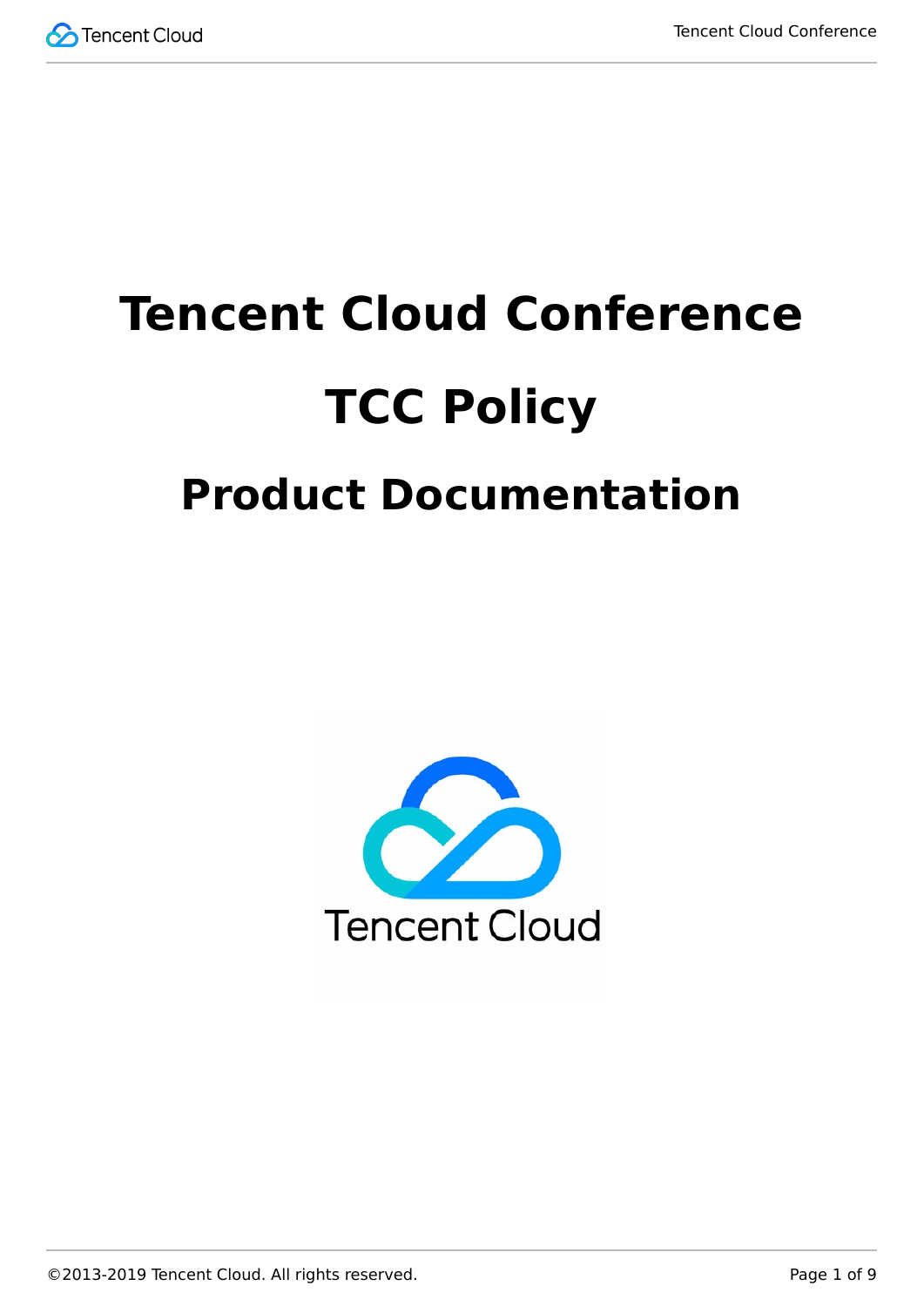# Tencent Cloud Conference

# TCC Policy

## Product Documentation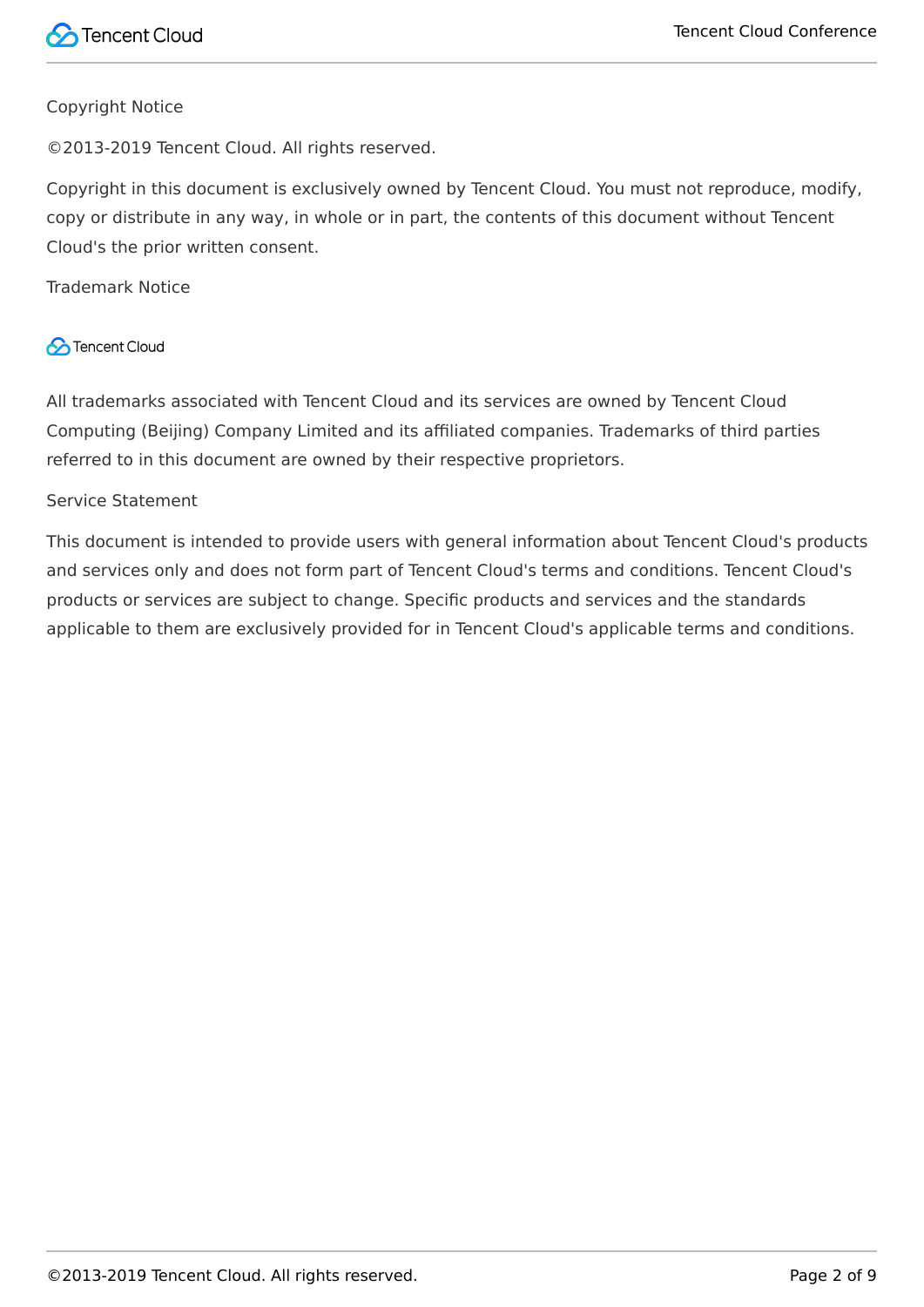Copyright Notice

©2013-2019 Tencent Cloud. All rights reserved.

Copyright in this document is exclusively owned by Tencent Cloud. You must not reproduce, modify, copy or distribute in any way, in whole or in part, the contents of this document without Tencent Cloud's the prior written consent.

Trademark Notice

All trademarks associated with Tencent Cloud and its services are owned by Tencent Cloud Computing (Beijing) Company Limited and its affiliated companies. Trademarks of third parties referred to in this document are owned by their respective proprietors.

Service Statement

This document is intended to provide users with general information about Tencent Cloud's products and services only and does not form part of Tencent Cloud's terms and conditions. Tencent Cloud's products or services are subject to change. Specific products and services and the standards applicable to them are exclusively provided for in Tencent Cloud's applicable terms and conditions.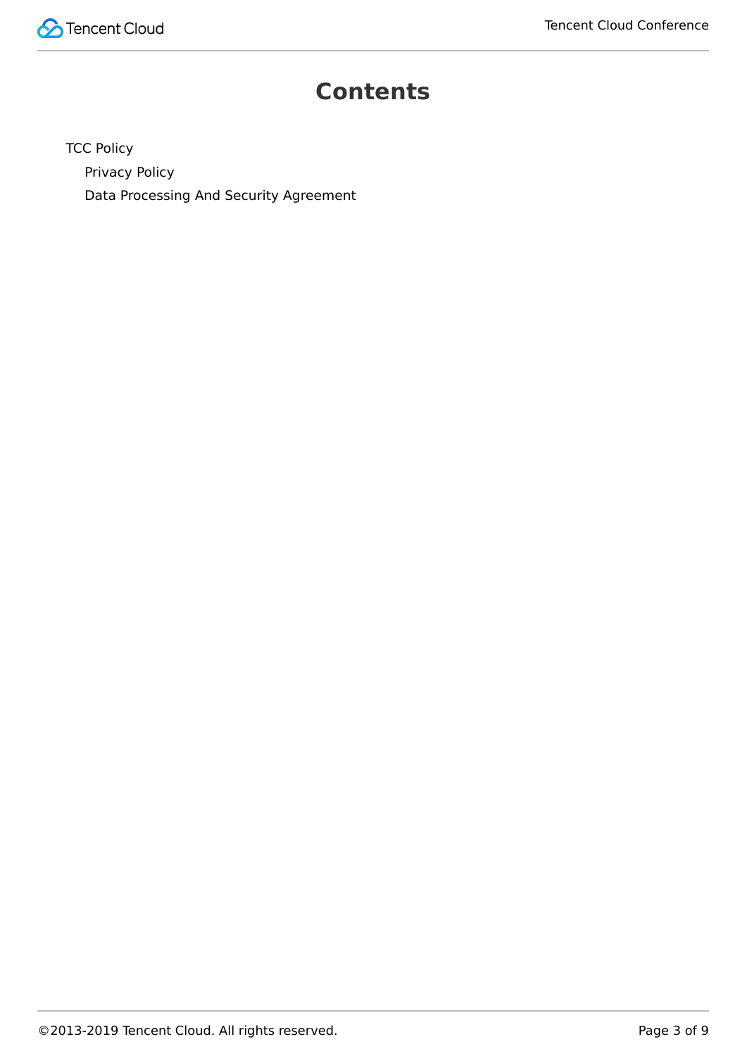# Contents

- TCC Policy
  - Privacy Policy
  - Data Processing And Security Agreement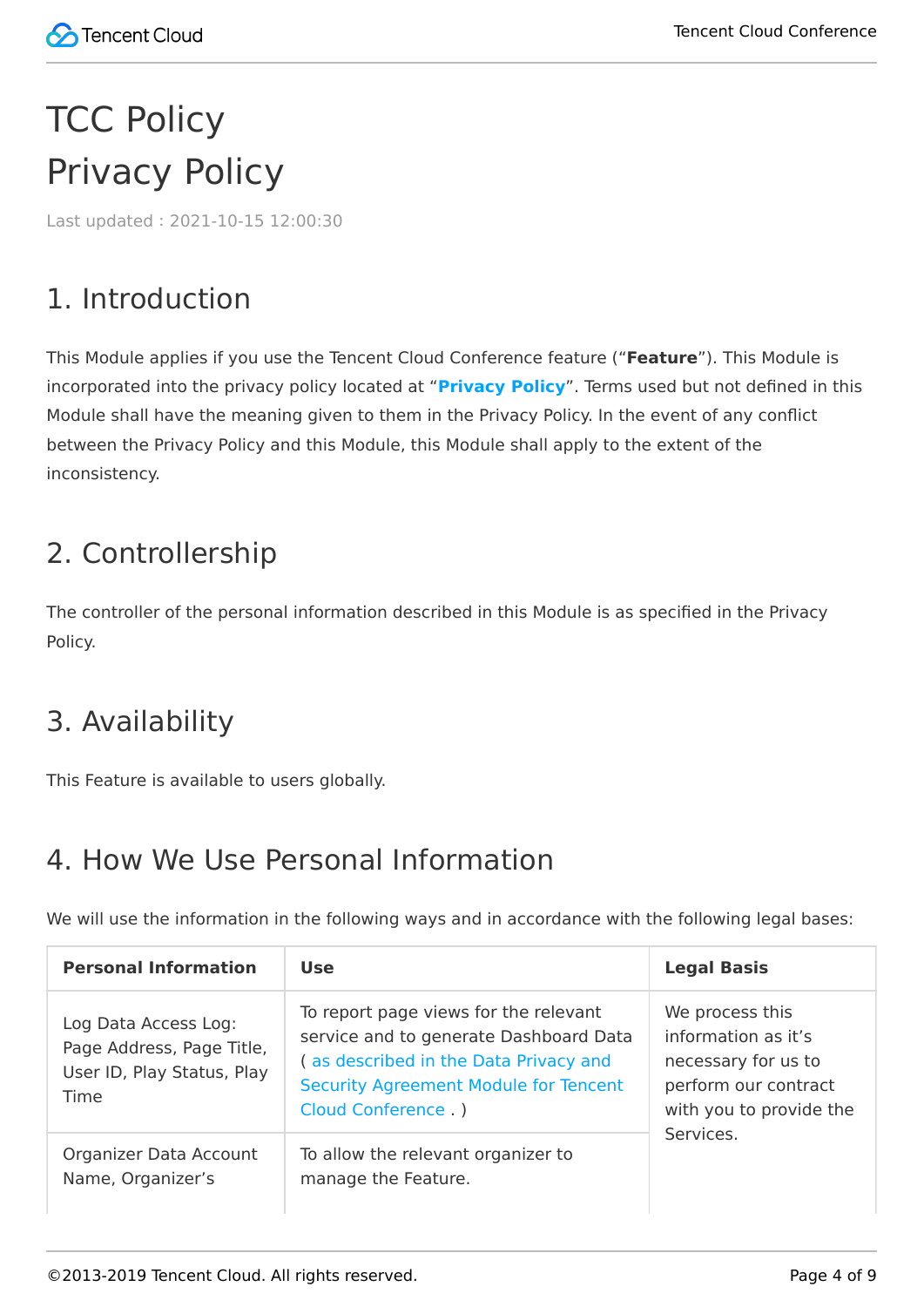# TCC Policy

# Privacy Policy

Last updated : 2021-10-15 12:00:30

## 1. Introduction

This Module applies if you use the Tencent Cloud Conference feature ("**Feature**"). This Module is incorporated into the privacy policy located at "**Privacy Policy**". Terms used but not defined in this Module shall have the meaning given to them in the Privacy Policy. In the event of any conflict between the Privacy Policy and this Module, this Module shall apply to the extent of the inconsistency.

## 2. Controllership

The controller of the personal information described in this Module is as specified in the Privacy Policy.

## 3. Availability

This Feature is available to users globally.

## 4. How We Use Personal Information

We will use the information in the following ways and in accordance with the following legal bases:

| Personal Information | Use | Legal Basis |
| --- | --- | --- |
| Log Data Access Log: Page Address, Page Title, User ID, Play Status, Play Time | To report page views for the relevant service and to generate Dashboard Data ( as described in the Data Privacy and Security Agreement Module for Tencent Cloud Conference . ) | We process this information as it's necessary for us to perform our contract with you to provide the Services. |
| Organizer Data Account Name, Organizer's | To allow the relevant organizer to manage the Feature. | |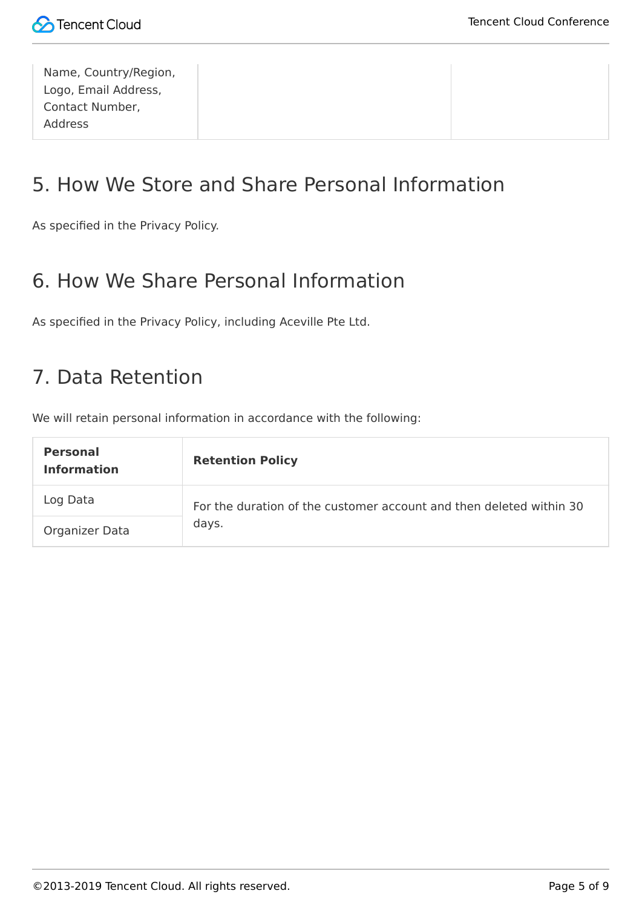| Name, Country/Region, Logo, Email Address, Contact Number, Address | | |
|---|---|---|

## 5. How We Store and Share Personal Information

As specified in the Privacy Policy.

## 6. How We Share Personal Information

As specified in the Privacy Policy, including Aceville Pte Ltd.

## 7. Data Retention

We will retain personal information in accordance with the following:

| Personal Information | Retention Policy |
|---|---|
| Log Data | For the duration of the customer account and then deleted within 30 days. |
| Organizer Data | |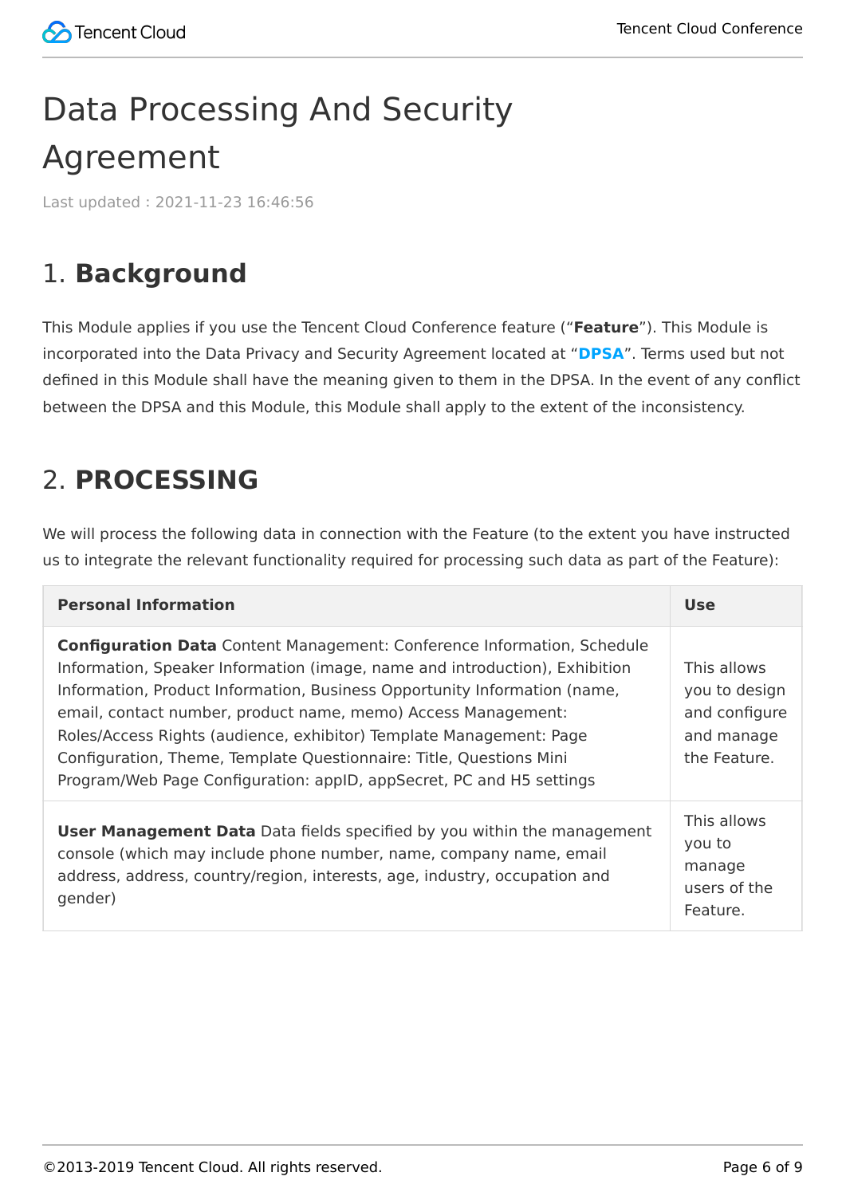# Data Processing And Security Agreement

Last updated : 2021-11-23 16:46:56

## 1. **Background**

This Module applies if you use the Tencent Cloud Conference feature ("**Feature**"). This Module is incorporated into the Data Privacy and Security Agreement located at "**DPSA**". Terms used but not defined in this Module shall have the meaning given to them in the DPSA. In the event of any conflict between the DPSA and this Module, this Module shall apply to the extent of the inconsistency.

## 2. **PROCESSING**

We will process the following data in connection with the Feature (to the extent you have instructed us to integrate the relevant functionality required for processing such data as part of the Feature):

| Personal Information | Use |
| --- | --- |
| **Configuration Data** Content Management: Conference Information, Schedule Information, Speaker Information (image, name and introduction), Exhibition Information, Product Information, Business Opportunity Information (name, email, contact number, product name, memo) Access Management: Roles/Access Rights (audience, exhibitor) Template Management: Page Configuration, Theme, Template Questionnaire: Title, Questions Mini Program/Web Page Configuration: appID, appSecret, PC and H5 settings | This allows you to design and configure and manage the Feature. |
| **User Management Data** Data fields specified by you within the management console (which may include phone number, name, company name, email address, address, country/region, interests, age, industry, occupation and gender) | This allows you to manage users of the Feature. |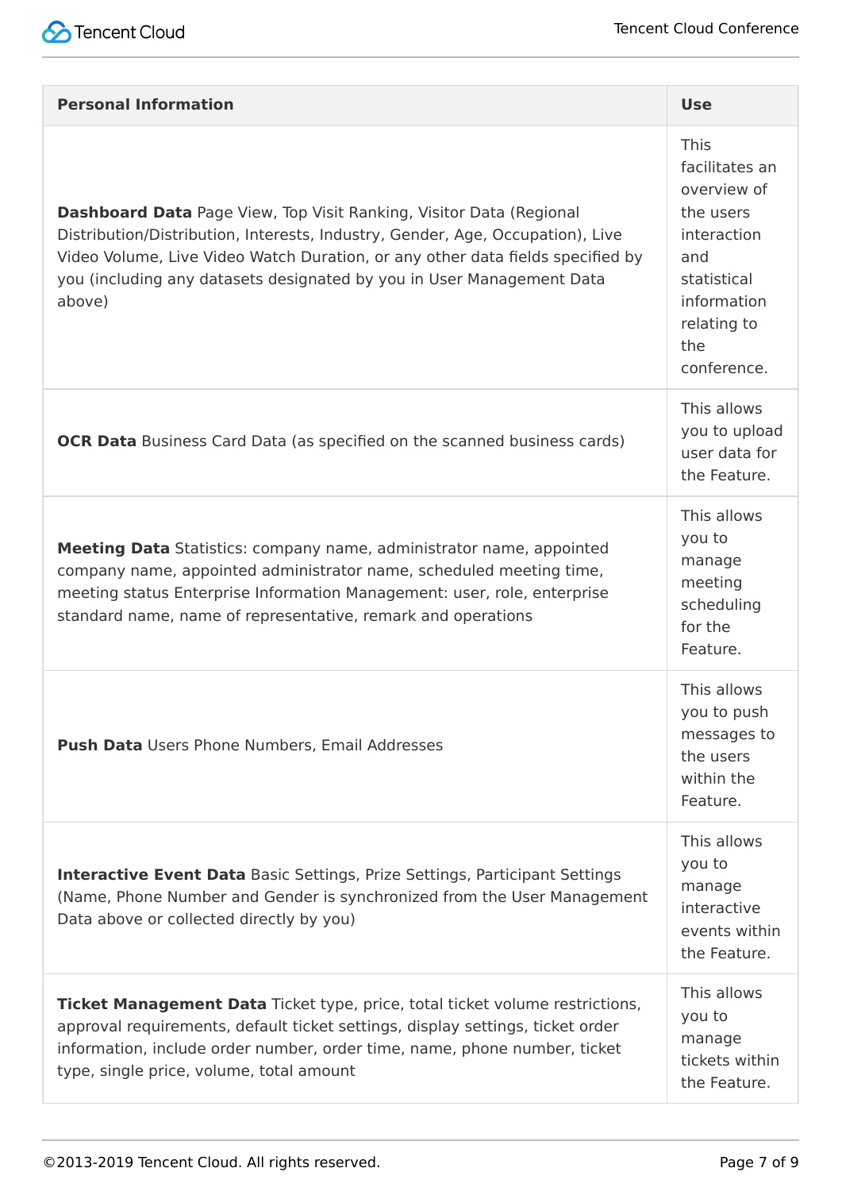| Personal Information | Use |
|---|---|
| **Dashboard Data** Page View, Top Visit Ranking, Visitor Data (Regional Distribution/Distribution, Interests, Industry, Gender, Age, Occupation), Live Video Volume, Live Video Watch Duration, or any other data fields specified by you (including any datasets designated by you in User Management Data above) | This facilitates an overview of the users interaction and statistical information relating to the conference. |
| **OCR Data** Business Card Data (as specified on the scanned business cards) | This allows you to upload user data for the Feature. |
| **Meeting Data** Statistics: company name, administrator name, appointed company name, appointed administrator name, scheduled meeting time, meeting status Enterprise Information Management: user, role, enterprise standard name, name of representative, remark and operations | This allows you to manage meeting scheduling for the Feature. |
| **Push Data** Users Phone Numbers, Email Addresses | This allows you to push messages to the users within the Feature. |
| **Interactive Event Data** Basic Settings, Prize Settings, Participant Settings (Name, Phone Number and Gender is synchronized from the User Management Data above or collected directly by you) | This allows you to manage interactive events within the Feature. |
| **Ticket Management Data** Ticket type, price, total ticket volume restrictions, approval requirements, default ticket settings, display settings, ticket order information, include order number, order time, name, phone number, ticket type, single price, volume, total amount | This allows you to manage tickets within the Feature. |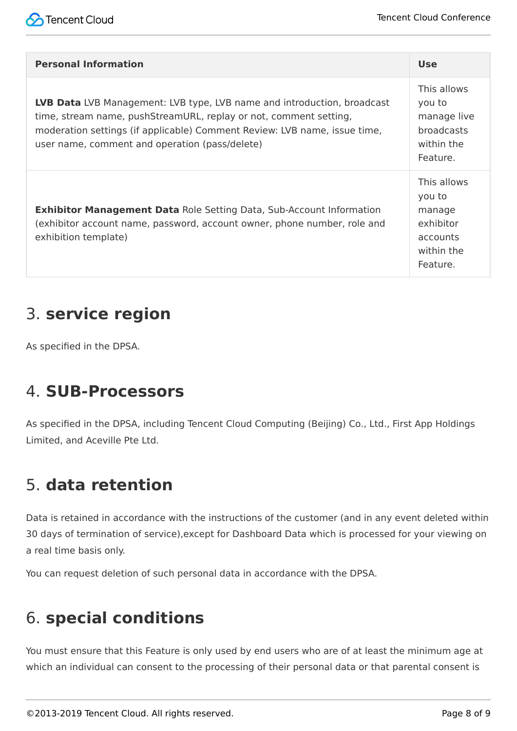| Personal Information | Use |
|---|---|
| **LVB Data** LVB Management: LVB type, LVB name and introduction, broadcast time, stream name, pushStreamURL, replay or not, comment setting, moderation settings (if applicable) Comment Review: LVB name, issue time, user name, comment and operation (pass/delete) | This allows you to manage live broadcasts within the Feature. |
| **Exhibitor Management Data** Role Setting Data, Sub-Account Information (exhibitor account name, password, account owner, phone number, role and exhibition template) | This allows you to manage exhibitor accounts within the Feature. |

## 3. **service region**

As specified in the DPSA.

## 4. **SUB-Processors**

As specified in the DPSA, including Tencent Cloud Computing (Beijing) Co., Ltd., First App Holdings Limited, and Aceville Pte Ltd.

## 5. **data retention**

Data is retained in accordance with the instructions of the customer (and in any event deleted within 30 days of termination of service),except for Dashboard Data which is processed for your viewing on a real time basis only.

You can request deletion of such personal data in accordance with the DPSA.

## 6. **special conditions**

You must ensure that this Feature is only used by end users who are of at least the minimum age at which an individual can consent to the processing of their personal data or that parental consent is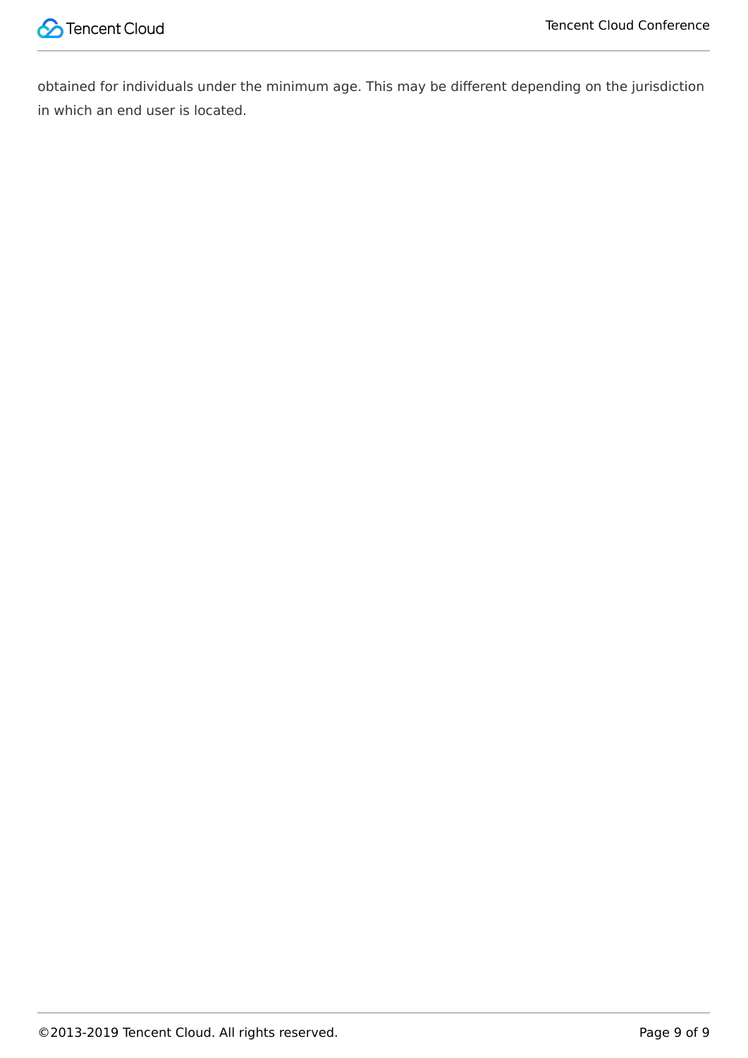obtained for individuals under the minimum age. This may be different depending on the jurisdiction in which an end user is located.